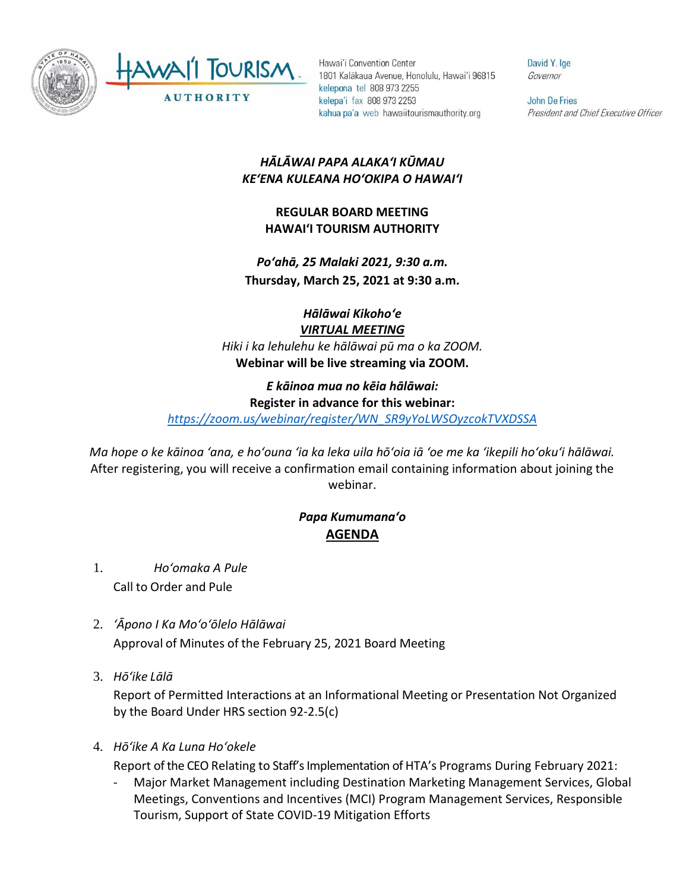Hawaiʻi Convention Center
1801 Kalākaua Avenue, Honolulu, Hawaiʻi 96815
kelepona tel 808 973 2255
kelepaʻi fax 808 973 2253
kahua paʻa web hawaiitourismauthority.org

David Y. Ige
*Governor*

John De Fries
*President and Chief Executive Officer*

***HĀLĀWAI PAPA ALAKAʻI KŪMAU***
***KEʻENA KULEANA HOʻOKIPA O HAWAIʻI***

**REGULAR BOARD MEETING**
**HAWAIʻI TOURISM AUTHORITY**

***Poʻahā, 25 Malaki 2021, 9:30 a.m.***
**Thursday, March 25, 2021 at 9:30 a.m.**

***Hālāwai Kikohoʻe***
***VIRTUAL MEETING***
*Hiki i ka lehulehu ke hālāwai pū ma o ka ZOOM.*
**Webinar will be live streaming via ZOOM.**

***E kāinoa mua no kēia hālāwai:***
**Register in advance for this webinar:**
https://zoom.us/webinar/register/WN_SR9yYoLWSOyzcokTVXDSSA

*Ma hope o ke kāinoa ʻana, e hoʻouna ʻia ka leka uila hōʻoia iā ʻoe me ka ʻikepili hoʻokuʻi hālāwai.*
After registering, you will receive a confirmation email containing information about joining the webinar.

***Papa Kumumanaʻo***
**AGENDA**

1. *Hoʻomaka A Pule*
   Call to Order and Pule

2. *ʻĀpono I Ka Moʻoʻōlelo Hālāwai*
   Approval of Minutes of the February 25, 2021 Board Meeting

3. *Hōʻike Lālā*
   Report of Permitted Interactions at an Informational Meeting or Presentation Not Organized by the Board Under HRS section 92-2.5(c)

4. *Hōʻike A Ka Luna Hoʻokele*
   Report of the CEO Relating to Staff's Implementation of HTA's Programs During February 2021:
   - Major Market Management including Destination Marketing Management Services, Global Meetings, Conventions and Incentives (MCI) Program Management Services, Responsible Tourism, Support of State COVID-19 Mitigation Efforts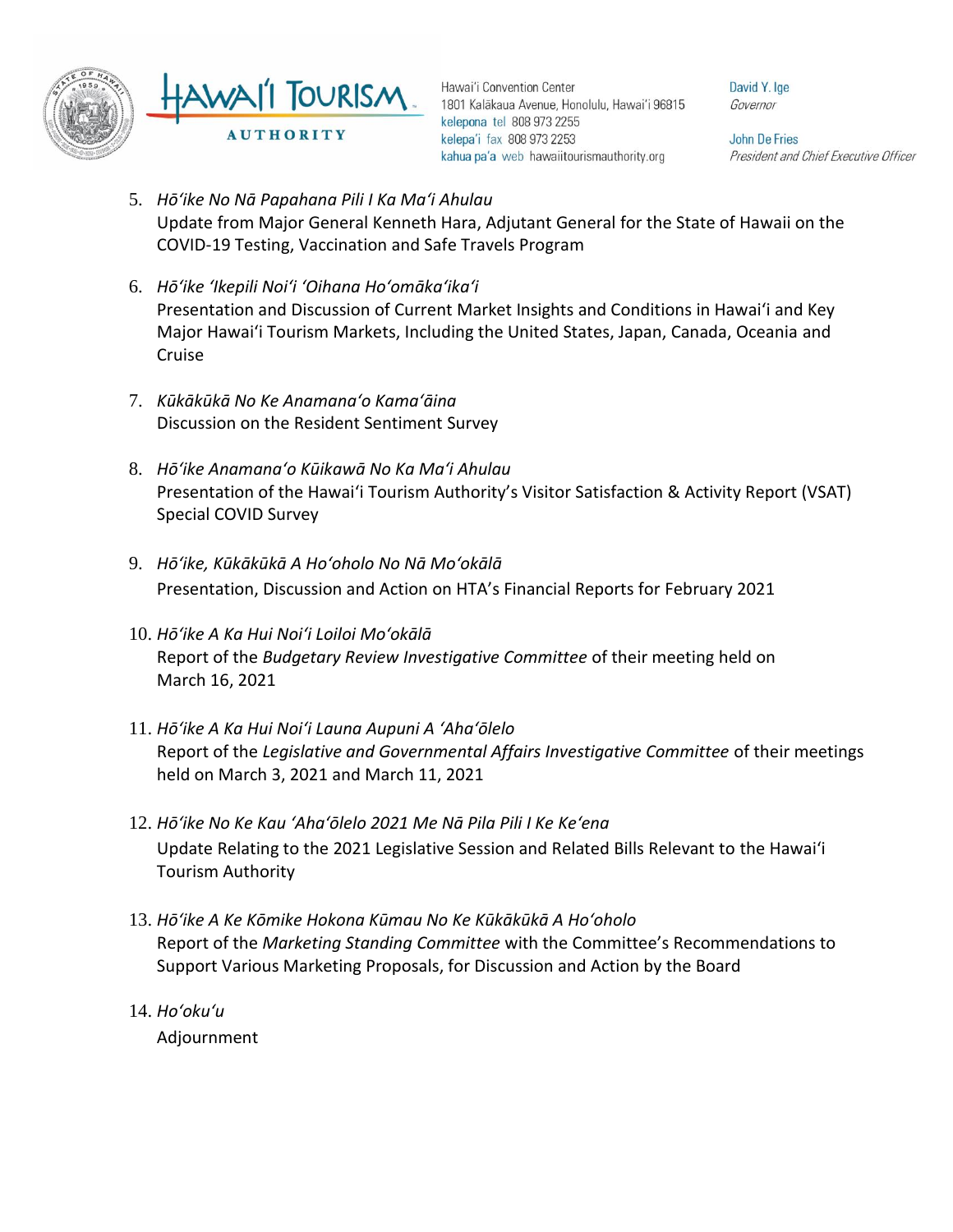5. *Hōʻike No Nā Papahana Pili I Ka Maʻi Ahulau*
   Update from Major General Kenneth Hara, Adjutant General for the State of Hawaii on the COVID-19 Testing, Vaccination and Safe Travels Program

6. *Hōʻike ʻIkepili Noiʻi ʻOihana Hoʻomākaʻikaʻi*
   Presentation and Discussion of Current Market Insights and Conditions in Hawaiʻi and Key Major Hawaiʻi Tourism Markets, Including the United States, Japan, Canada, Oceania and Cruise

7. *Kūkākūkā No Ke Anamanaʻo Kamaʻāina*
   Discussion on the Resident Sentiment Survey

8. *Hōʻike Anamanaʻo Kūikawā No Ka Maʻi Ahulau*
   Presentation of the Hawaiʻi Tourism Authority's Visitor Satisfaction & Activity Report (VSAT) Special COVID Survey

9. *Hōʻike, Kūkākūkā A Hoʻoholo No Nā Moʻokālā*
   Presentation, Discussion and Action on HTA's Financial Reports for February 2021

10. *Hōʻike A Ka Hui Noiʻi Loiloi Moʻokālā*
    Report of the *Budgetary Review Investigative Committee* of their meeting held on March 16, 2021

11. *Hōʻike A Ka Hui Noiʻi Launa Aupuni A ʻAhaʻōlelo*
    Report of the *Legislative and Governmental Affairs Investigative Committee* of their meetings held on March 3, 2021 and March 11, 2021

12. *Hōʻike No Ke Kau ʻAhaʻōlelo 2021 Me Nā Pila Pili I Ke Keʻena*
    Update Relating to the 2021 Legislative Session and Related Bills Relevant to the Hawaiʻi Tourism Authority

13. *Hōʻike A Ke Kōmike Hokona Kūmau No Ke Kūkākūkā A Hoʻoholo*
    Report of the *Marketing Standing Committee* with the Committee's Recommendations to Support Various Marketing Proposals, for Discussion and Action by the Board

14. *Hoʻokuʻu*
    Adjournment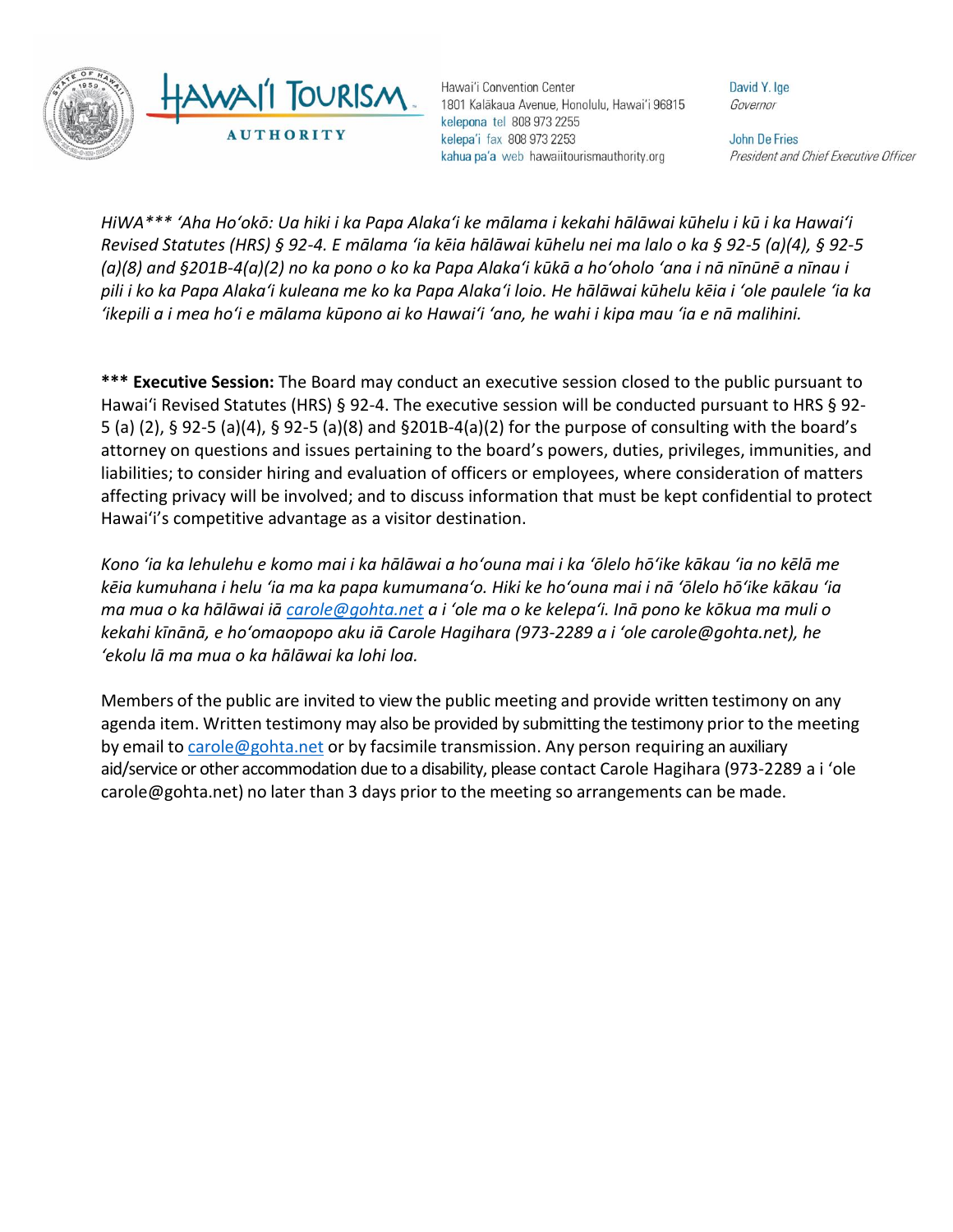Hawaiʻi Convention Center
1801 Kalākaua Avenue, Honolulu, Hawaiʻi 96815
kelepona tel 808 973 2255
kelepaʻi fax 808 973 2253
kahua paʻa web hawaiitourismauthority.org

David Y. Ige
*Governor*

John De Fries
*President and Chief Executive Officer*

*HiWA\*\*\* ʻAha Hoʻokō: Ua hiki i ka Papa Alakaʻi ke mālama i kekahi hālāwai kūhelu i kū i ka Hawaiʻi Revised Statutes (HRS) § 92-4. E mālama ʻia kēia hālāwai kūhelu nei ma lalo o ka § 92-5 (a)(4), § 92-5 (a)(8) and §201B-4(a)(2) no ka pono o ko ka Papa Alakaʻi kūkā a hoʻoholo ʻana i nā nīnūnē a nīnau i pili i ko ka Papa Alakaʻi kuleana me ko ka Papa Alakaʻi loio. He hālāwai kūhelu kēia i ʻole paulele ʻia ka ʻikepili a i mea hoʻi e mālama kūpono ai ko Hawaiʻi ʻano, he wahi i kipa mau ʻia e nā malihini.*

**\*\*\* Executive Session:** The Board may conduct an executive session closed to the public pursuant to Hawaiʻi Revised Statutes (HRS) § 92-4. The executive session will be conducted pursuant to HRS § 92-5 (a) (2), § 92-5 (a)(4), § 92-5 (a)(8) and §201B-4(a)(2) for the purpose of consulting with the board's attorney on questions and issues pertaining to the board's powers, duties, privileges, immunities, and liabilities; to consider hiring and evaluation of officers or employees, where consideration of matters affecting privacy will be involved; and to discuss information that must be kept confidential to protect Hawaiʻi's competitive advantage as a visitor destination.

*Kono ʻia ka lehulehu e komo mai i ka hālāwai a hoʻouna mai i ka ʻōlelo hōʻike kākau ʻia no kēlā me kēia kumuhana i helu ʻia ma ka papa kumumanaʻo. Hiki ke hoʻouna mai i nā ʻōlelo hōʻike kākau ʻia ma mua o ka hālāwai iā carole@gohta.net a i ʻole ma o ke kelepaʻi. Inā pono ke kōkua ma muli o kekahi kīnānā, e hoʻomaopopo aku iā Carole Hagihara (973-2289 a i ʻole carole@gohta.net), he ʻekolu lā ma mua o ka hālāwai ka lohi loa.*

Members of the public are invited to view the public meeting and provide written testimony on any agenda item. Written testimony may also be provided by submitting the testimony prior to the meeting by email to carole@gohta.net or by facsimile transmission. Any person requiring an auxiliary aid/service or other accommodation due to a disability, please contact Carole Hagihara (973-2289 a i ʻole carole@gohta.net) no later than 3 days prior to the meeting so arrangements can be made.